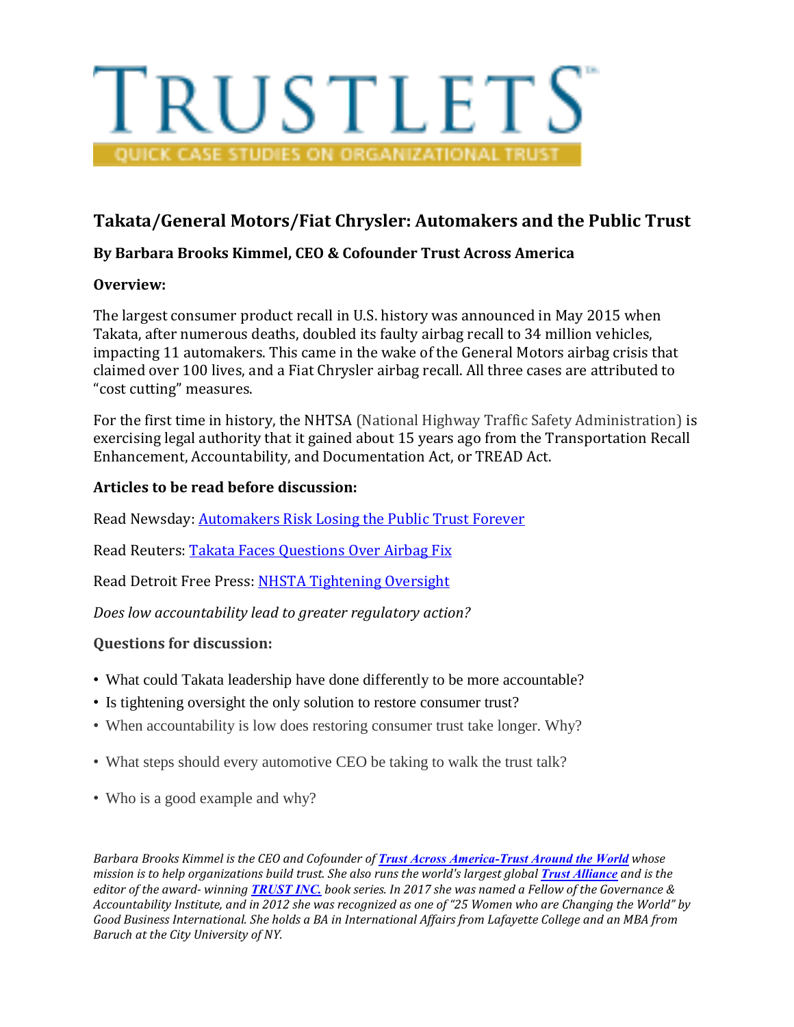# TRUSTLETS™

QUICK CASE STUDIES ON ORGANIZATIONAL TRUST

## Takata/General Motors/Fiat Chrysler: Automakers and the Public Trust

**By Barbara Brooks Kimmel, CEO & Cofounder Trust Across America**

**Overview:**

The largest consumer product recall in U.S. history was announced in May 2015 when Takata, after numerous deaths, doubled its faulty airbag recall to 34 million vehicles, impacting 11 automakers. This came in the wake of the General Motors airbag crisis that claimed over 100 lives, and a Fiat Chrysler airbag recall. All three cases are attributed to "cost cutting" measures.

For the first time in history, the NHTSA (National Highway Traffic Safety Administration) is exercising legal authority that it gained about 15 years ago from the Transportation Recall Enhancement, Accountability, and Documentation Act, or TREAD Act.

**Articles to be read before discussion:**

Read Newsday: [Automakers Risk Losing the Public Trust Forever]()

Read Reuters: [Takata Faces Questions Over Airbag Fix]()

Read Detroit Free Press: [NHSTA Tightening Oversight]()

*Does low accountability lead to greater regulatory action?*

**Questions for discussion:**

- What could Takata leadership have done differently to be more accountable?
- Is tightening oversight the only solution to restore consumer trust?
- When accountability is low does restoring consumer trust take longer. Why?
- What steps should every automotive CEO be taking to walk the trust talk?
- Who is a good example and why?

*Barbara Brooks Kimmel is the CEO and Cofounder of **[Trust Across America-Trust Around the World]()** whose mission is to help organizations build trust. She also runs the world's largest global **[Trust Alliance]()** and is the editor of the award- winning **[TRUST INC.]()** book series. In 2017 she was named a Fellow of the Governance & Accountability Institute, and in 2012 she was recognized as one of "25 Women who are Changing the World" by Good Business International. She holds a BA in International Affairs from Lafayette College and an MBA from Baruch at the City University of NY.*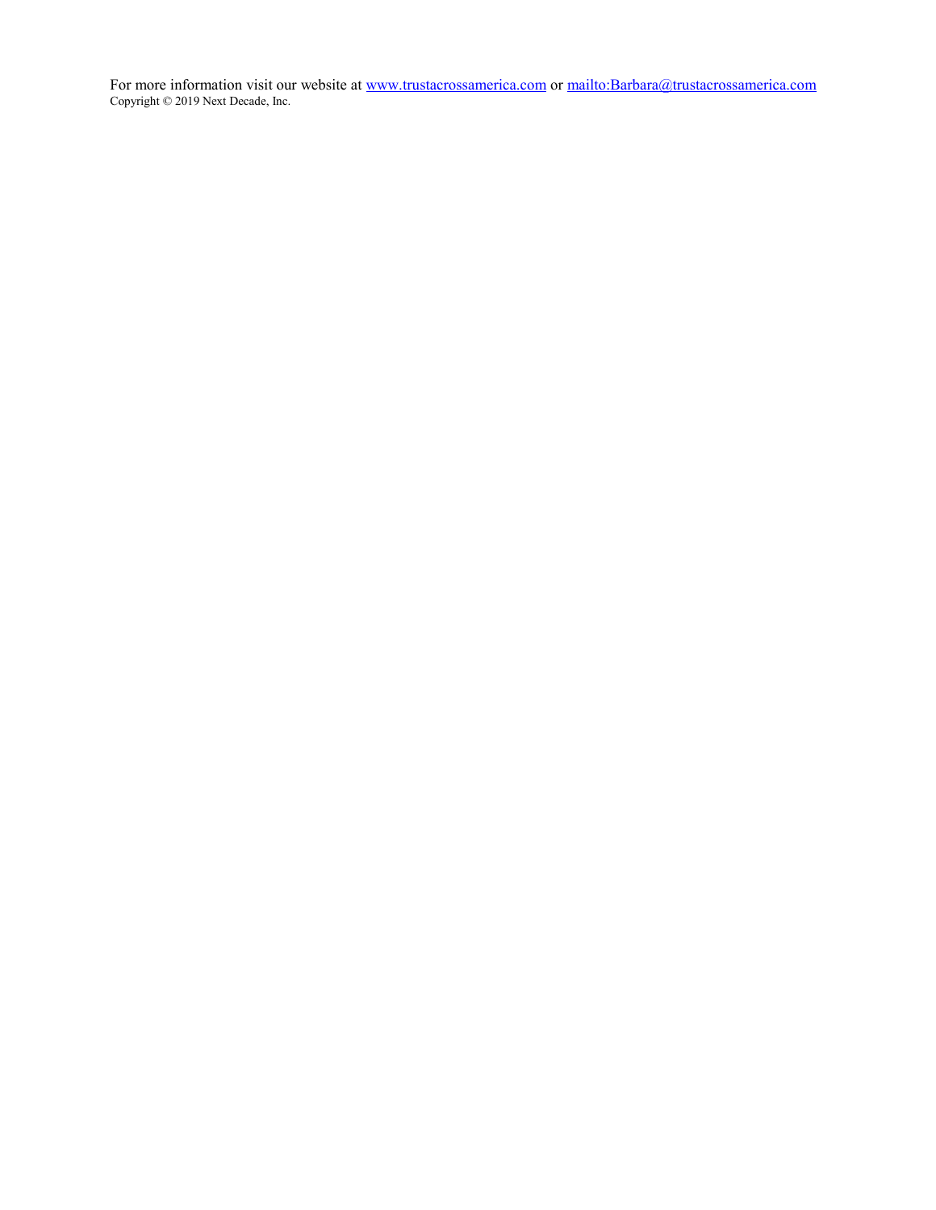For more information visit our website at [www.trustacrossamerica.com](http://www.trustacrossamerica.com) or [mailto:Barbara@trustacrossamerica.com](mailto:Barbara@trustacrossamerica.com)

Copyright © 2019 Next Decade, Inc.